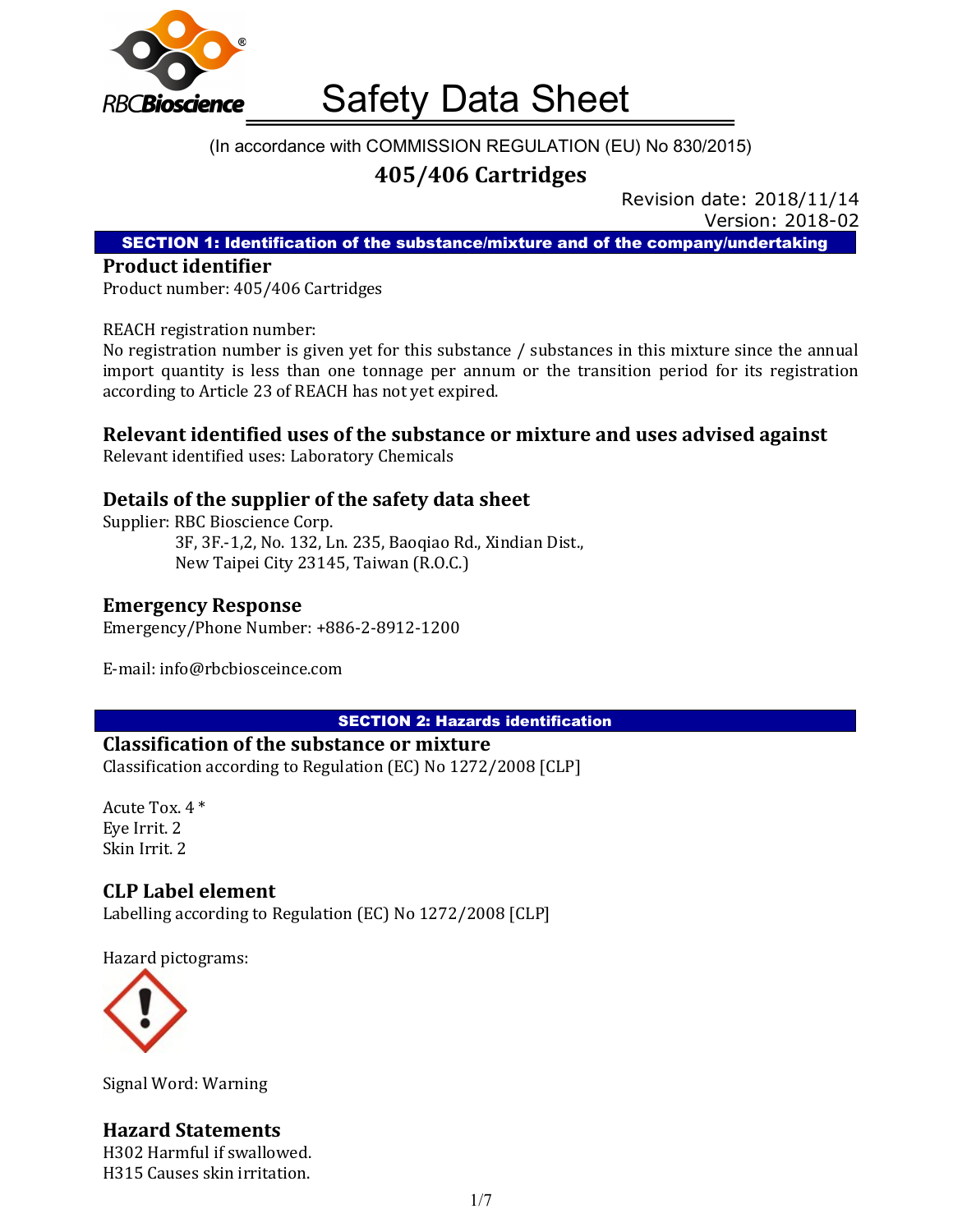# Safety Data Sheet

(In accordance with COMMISSION REGULATION (EU) No 830/2015)

## 405/406 Cartridges

Revision date: 2018/11/14
Version: 2018-02

## SECTION 1: Identification of the substance/mixture and of the company/undertaking

### Product identifier

Product number: 405/406 Cartridges

REACH registration number:
No registration number is given yet for this substance / substances in this mixture since the annual import quantity is less than one tonnage per annum or the transition period for its registration according to Article 23 of REACH has not yet expired.

### Relevant identified uses of the substance or mixture and uses advised against

Relevant identified uses: Laboratory Chemicals

### Details of the supplier of the safety data sheet

Supplier: RBC Bioscience Corp.
3F, 3F.-1,2, No. 132, Ln. 235, Baoqiao Rd., Xindian Dist.,
New Taipei City 23145, Taiwan (R.O.C.)

### Emergency Response

Emergency/Phone Number: +886-2-8912-1200

E-mail: info@rbcbiosceince.com

## SECTION 2: Hazards identification

### Classification of the substance or mixture

Classification according to Regulation (EC) No 1272/2008 [CLP]

Acute Tox. 4 *
Eye Irrit. 2
Skin Irrit. 2

### CLP Label element

Labelling according to Regulation (EC) No 1272/2008 [CLP]

Hazard pictograms:

Signal Word: Warning

### Hazard Statements

H302 Harmful if swallowed.
H315 Causes skin irritation.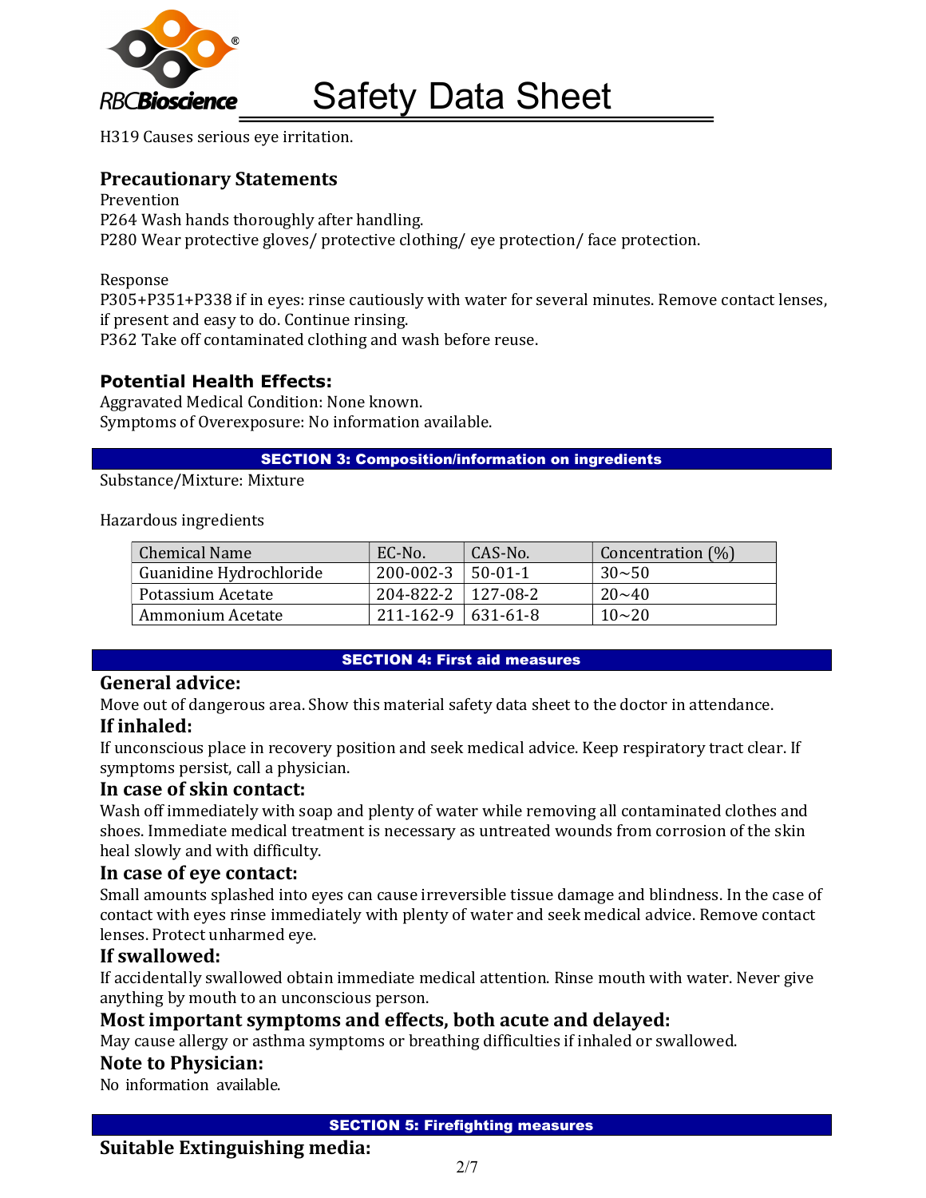H319 Causes serious eye irritation.

## Precautionary Statements

Prevention

P264 Wash hands thoroughly after handling.

P280 Wear protective gloves/ protective clothing/ eye protection/ face protection.

Response

P305+P351+P338 if in eyes: rinse cautiously with water for several minutes. Remove contact lenses, if present and easy to do. Continue rinsing.

P362 Take off contaminated clothing and wash before reuse.

## Potential Health Effects:

Aggravated Medical Condition: None known.

Symptoms of Overexposure: No information available.

## SECTION 3: Composition/information on ingredients

Substance/Mixture: Mixture

Hazardous ingredients

| Chemical Name | EC-No. | CAS-No. | Concentration (%) |
|---|---|---|---|
| Guanidine Hydrochloride | 200-002-3 | 50-01-1 | 30~50 |
| Potassium Acetate | 204-822-2 | 127-08-2 | 20~40 |
| Ammonium Acetate | 211-162-9 | 631-61-8 | 10~20 |

## SECTION 4: First aid measures

### General advice:

Move out of dangerous area. Show this material safety data sheet to the doctor in attendance.

### If inhaled:

If unconscious place in recovery position and seek medical advice. Keep respiratory tract clear. If symptoms persist, call a physician.

### In case of skin contact:

Wash off immediately with soap and plenty of water while removing all contaminated clothes and shoes. Immediate medical treatment is necessary as untreated wounds from corrosion of the skin heal slowly and with difficulty.

### In case of eye contact:

Small amounts splashed into eyes can cause irreversible tissue damage and blindness. In the case of contact with eyes rinse immediately with plenty of water and seek medical advice. Remove contact lenses. Protect unharmed eye.

### If swallowed:

If accidentally swallowed obtain immediate medical attention. Rinse mouth with water. Never give anything by mouth to an unconscious person.

### Most important symptoms and effects, both acute and delayed:

May cause allergy or asthma symptoms or breathing difficulties if inhaled or swallowed.

### Note to Physician:

No information available.

## SECTION 5: Firefighting measures

### Suitable Extinguishing media: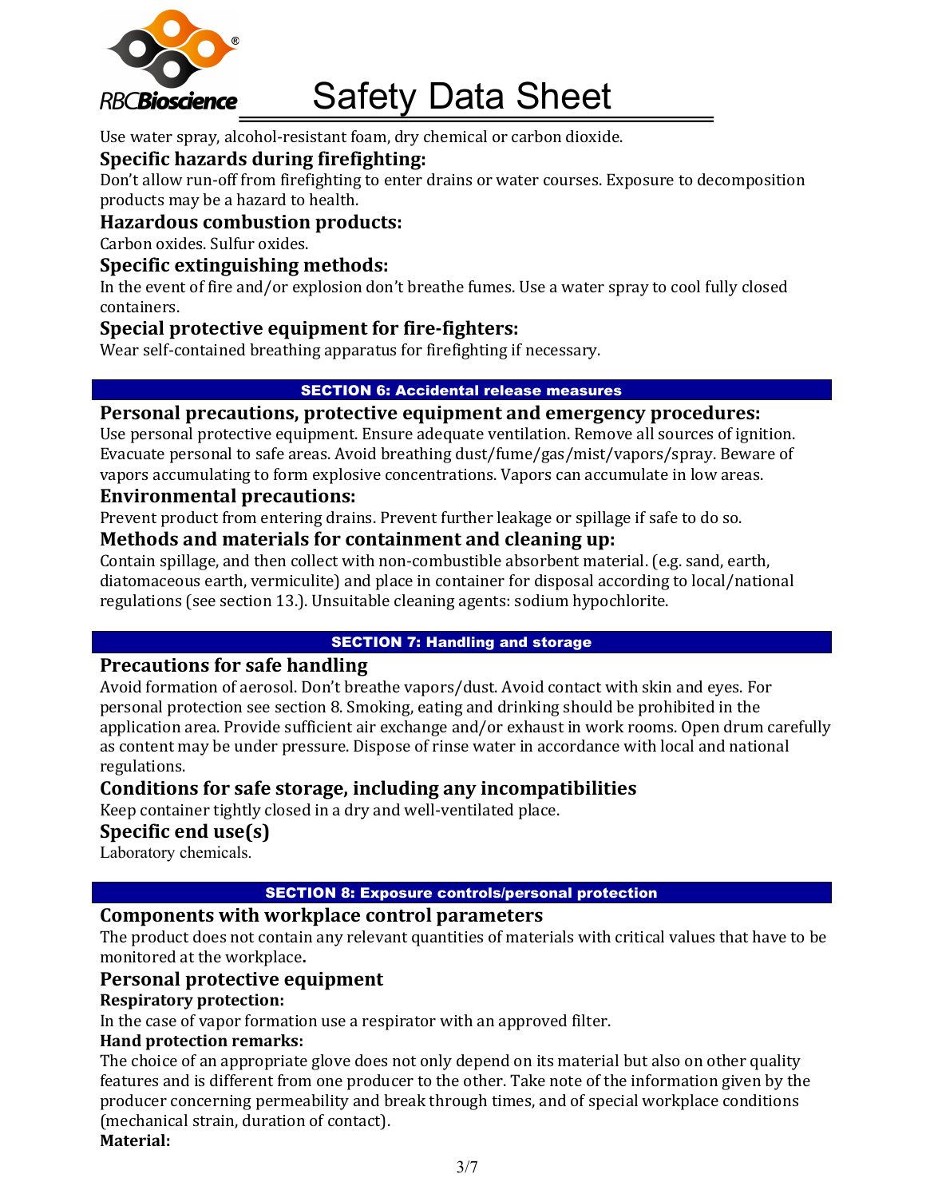Use water spray, alcohol-resistant foam, dry chemical or carbon dioxide.

### Specific hazards during firefighting:

Don't allow run-off from firefighting to enter drains or water courses. Exposure to decomposition products may be a hazard to health.

### Hazardous combustion products:

Carbon oxides. Sulfur oxides.

### Specific extinguishing methods:

In the event of fire and/or explosion don't breathe fumes. Use a water spray to cool fully closed containers.

### Special protective equipment for fire-fighters:

Wear self-contained breathing apparatus for firefighting if necessary.

## SECTION 6: Accidental release measures

### Personal precautions, protective equipment and emergency procedures:

Use personal protective equipment. Ensure adequate ventilation. Remove all sources of ignition. Evacuate personal to safe areas. Avoid breathing dust/fume/gas/mist/vapors/spray. Beware of vapors accumulating to form explosive concentrations. Vapors can accumulate in low areas.

### Environmental precautions:

Prevent product from entering drains. Prevent further leakage or spillage if safe to do so.

### Methods and materials for containment and cleaning up:

Contain spillage, and then collect with non-combustible absorbent material. (e.g. sand, earth, diatomaceous earth, vermiculite) and place in container for disposal according to local/national regulations (see section 13.). Unsuitable cleaning agents: sodium hypochlorite.

## SECTION 7: Handling and storage

### Precautions for safe handling

Avoid formation of aerosol. Don't breathe vapors/dust. Avoid contact with skin and eyes. For personal protection see section 8. Smoking, eating and drinking should be prohibited in the application area. Provide sufficient air exchange and/or exhaust in work rooms. Open drum carefully as content may be under pressure. Dispose of rinse water in accordance with local and national regulations.

### Conditions for safe storage, including any incompatibilities

Keep container tightly closed in a dry and well-ventilated place.

### Specific end use(s)

Laboratory chemicals.

## SECTION 8: Exposure controls/personal protection

### Components with workplace control parameters

The product does not contain any relevant quantities of materials with critical values that have to be monitored at the workplace.

### Personal protective equipment

**Respiratory protection:**

In the case of vapor formation use a respirator with an approved filter.

**Hand protection remarks:**

The choice of an appropriate glove does not only depend on its material but also on other quality features and is different from one producer to the other. Take note of the information given by the producer concerning permeability and break through times, and of special workplace conditions (mechanical strain, duration of contact).

**Material:**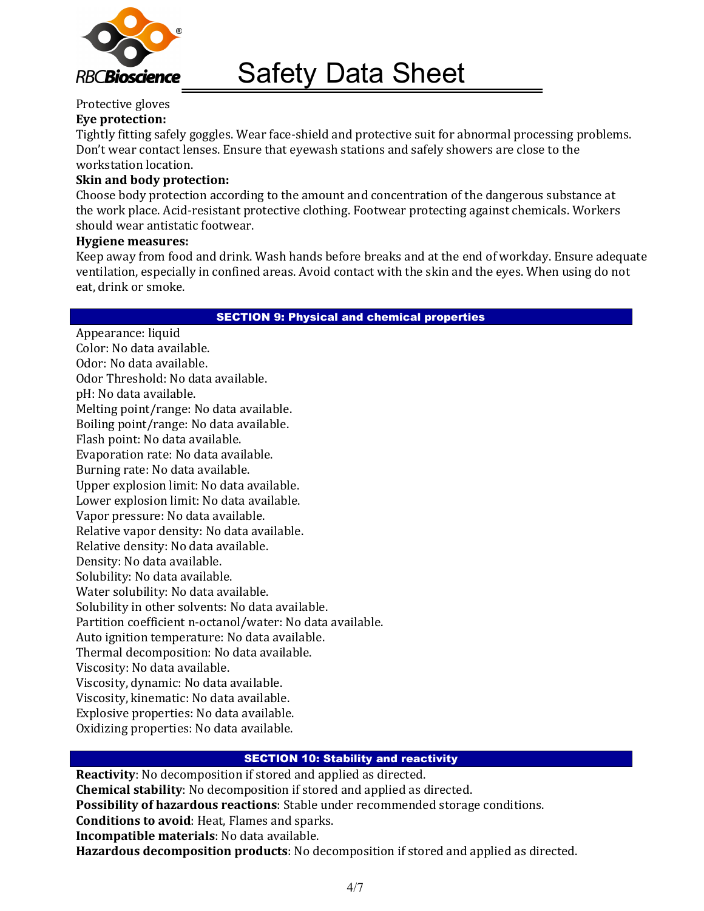Protective gloves

**Eye protection:**

Tightly fitting safely goggles. Wear face-shield and protective suit for abnormal processing problems. Don't wear contact lenses. Ensure that eyewash stations and safely showers are close to the workstation location.

**Skin and body protection:**

Choose body protection according to the amount and concentration of the dangerous substance at the work place. Acid-resistant protective clothing. Footwear protecting against chemicals. Workers should wear antistatic footwear.

**Hygiene measures:**

Keep away from food and drink. Wash hands before breaks and at the end of workday. Ensure adequate ventilation, especially in confined areas. Avoid contact with the skin and the eyes. When using do not eat, drink or smoke.

## SECTION 9: Physical and chemical properties

Appearance: liquid
Color: No data available.
Odor: No data available.
Odor Threshold: No data available.
pH: No data available.
Melting point/range: No data available.
Boiling point/range: No data available.
Flash point: No data available.
Evaporation rate: No data available.
Burning rate: No data available.
Upper explosion limit: No data available.
Lower explosion limit: No data available.
Vapor pressure: No data available.
Relative vapor density: No data available.
Relative density: No data available.
Density: No data available.
Solubility: No data available.
Water solubility: No data available.
Solubility in other solvents: No data available.
Partition coefficient n-octanol/water: No data available.
Auto ignition temperature: No data available.
Thermal decomposition: No data available.
Viscosity: No data available.
Viscosity, dynamic: No data available.
Viscosity, kinematic: No data available.
Explosive properties: No data available.
Oxidizing properties: No data available.

## SECTION 10: Stability and reactivity

**Reactivity**: No decomposition if stored and applied as directed.
**Chemical stability**: No decomposition if stored and applied as directed.
**Possibility of hazardous reactions**: Stable under recommended storage conditions.
**Conditions to avoid**: Heat, Flames and sparks.
**Incompatible materials**: No data available.
**Hazardous decomposition products**: No decomposition if stored and applied as directed.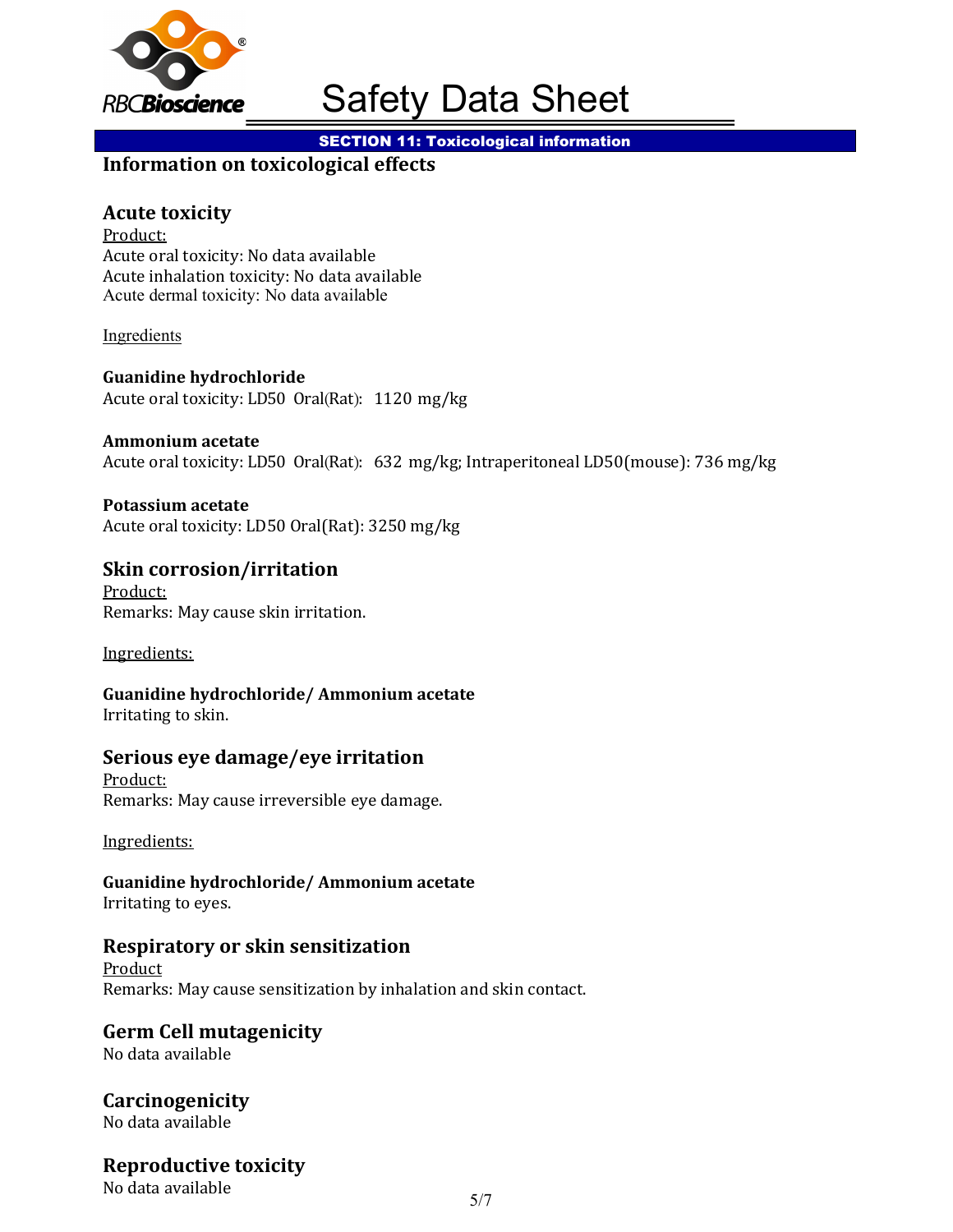## SECTION 11: Toxicological information

### Information on toxicological effects

### Acute toxicity

Product:

Acute oral toxicity: No data available
Acute inhalation toxicity: No data available
Acute dermal toxicity: No data available

Ingredients

**Guanidine hydrochloride**
Acute oral toxicity: LD50 Oral(Rat): 1120 mg/kg

**Ammonium acetate**
Acute oral toxicity: LD50 Oral(Rat): 632 mg/kg; Intraperitoneal LD50(mouse): 736 mg/kg

**Potassium acetate**
Acute oral toxicity: LD50 Oral(Rat): 3250 mg/kg

### Skin corrosion/irritation

Product:

Remarks: May cause skin irritation.

Ingredients:

**Guanidine hydrochloride/ Ammonium acetate**
Irritating to skin.

### Serious eye damage/eye irritation

Product:

Remarks: May cause irreversible eye damage.

Ingredients:

**Guanidine hydrochloride/ Ammonium acetate**
Irritating to eyes.

### Respiratory or skin sensitization

Product

Remarks: May cause sensitization by inhalation and skin contact.

### Germ Cell mutagenicity

No data available

### Carcinogenicity

No data available

### Reproductive toxicity

No data available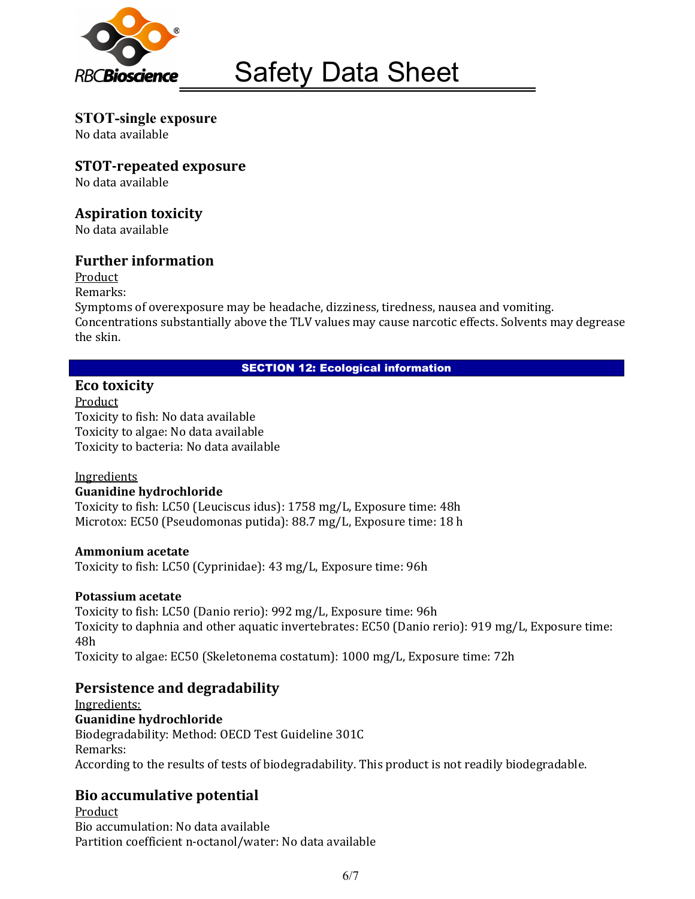### STOT-single exposure
No data available

### STOT-repeated exposure
No data available

### Aspiration toxicity
No data available

### Further information
Product

Remarks:

Symptoms of overexposure may be headache, dizziness, tiredness, nausea and vomiting. Concentrations substantially above the TLV values may cause narcotic effects. Solvents may degrease the skin.

## SECTION 12: Ecological information

### Eco toxicity
Product

Toxicity to fish: No data available

Toxicity to algae: No data available

Toxicity to bacteria: No data available

Ingredients

**Guanidine hydrochloride**

Toxicity to fish: LC50 (Leuciscus idus): 1758 mg/L, Exposure time: 48h

Microtox: EC50 (Pseudomonas putida): 88.7 mg/L, Exposure time: 18 h

**Ammonium acetate**

Toxicity to fish: LC50 (Cyprinidae): 43 mg/L, Exposure time: 96h

**Potassium acetate**

Toxicity to fish: LC50 (Danio rerio): 992 mg/L, Exposure time: 96h

Toxicity to daphnia and other aquatic invertebrates: EC50 (Danio rerio): 919 mg/L, Exposure time: 48h

Toxicity to algae: EC50 (Skeletonema costatum): 1000 mg/L, Exposure time: 72h

### Persistence and degradability
Ingredients:

**Guanidine hydrochloride**

Biodegradability: Method: OECD Test Guideline 301C

Remarks:

According to the results of tests of biodegradability. This product is not readily biodegradable.

### Bio accumulative potential
Product

Bio accumulation: No data available

Partition coefficient n-octanol/water: No data available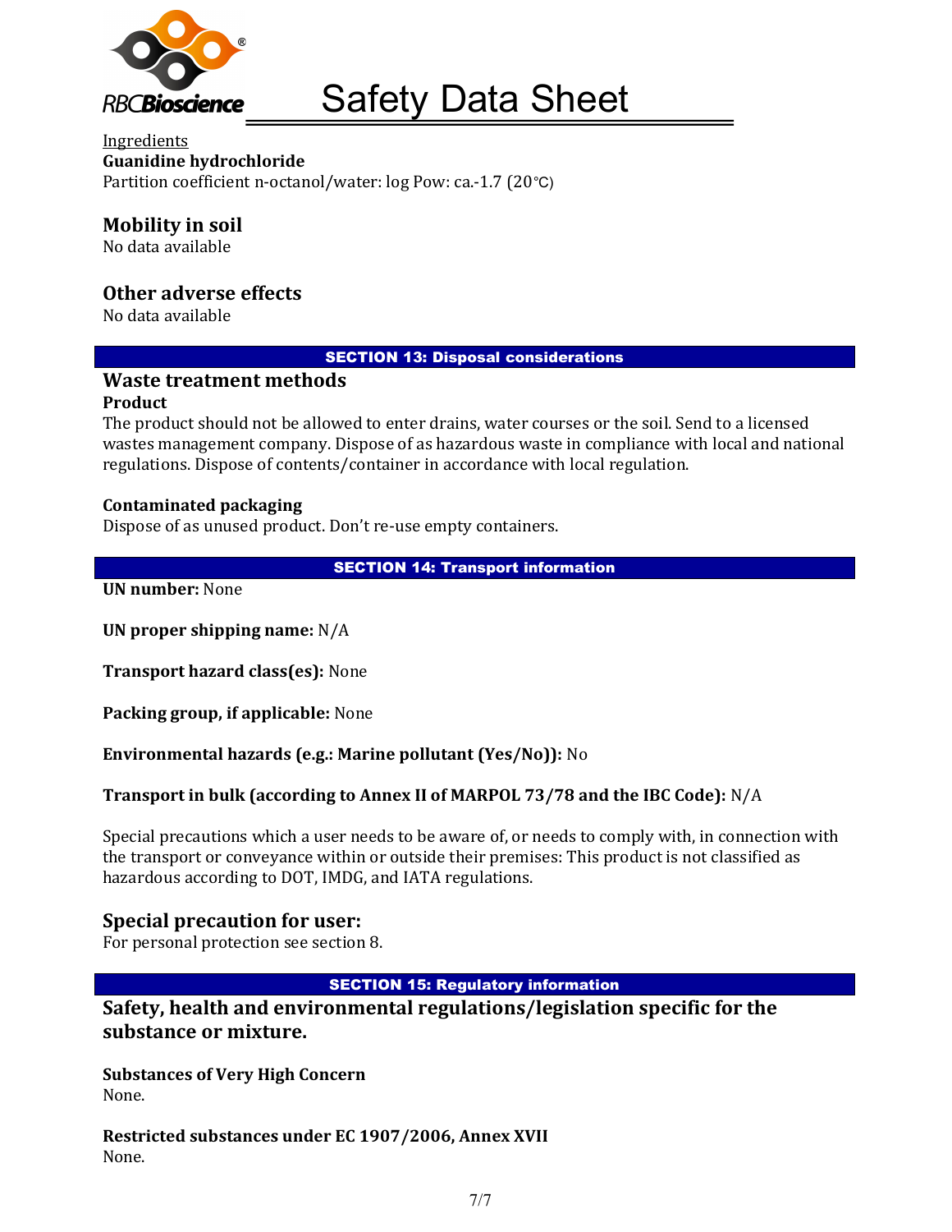Ingredients

**Guanidine hydrochloride**

Partition coefficient n-octanol/water: log Pow: ca.-1.7 (20℃)

### Mobility in soil

No data available

### Other adverse effects

No data available

## SECTION 13: Disposal considerations

### Waste treatment methods

**Product**

The product should not be allowed to enter drains, water courses or the soil. Send to a licensed wastes management company. Dispose of as hazardous waste in compliance with local and national regulations. Dispose of contents/container in accordance with local regulation.

**Contaminated packaging**

Dispose of as unused product. Don't re-use empty containers.

## SECTION 14: Transport information

**UN number:** None

**UN proper shipping name:** N/A

**Transport hazard class(es):** None

**Packing group, if applicable:** None

**Environmental hazards (e.g.: Marine pollutant (Yes/No)):** No

**Transport in bulk (according to Annex II of MARPOL 73/78 and the IBC Code):** N/A

Special precautions which a user needs to be aware of, or needs to comply with, in connection with the transport or conveyance within or outside their premises: This product is not classified as hazardous according to DOT, IMDG, and IATA regulations.

### Special precaution for user:

For personal protection see section 8.

## SECTION 15: Regulatory information

### Safety, health and environmental regulations/legislation specific for the substance or mixture.

**Substances of Very High Concern**

None.

**Restricted substances under EC 1907/2006, Annex XVII**

None.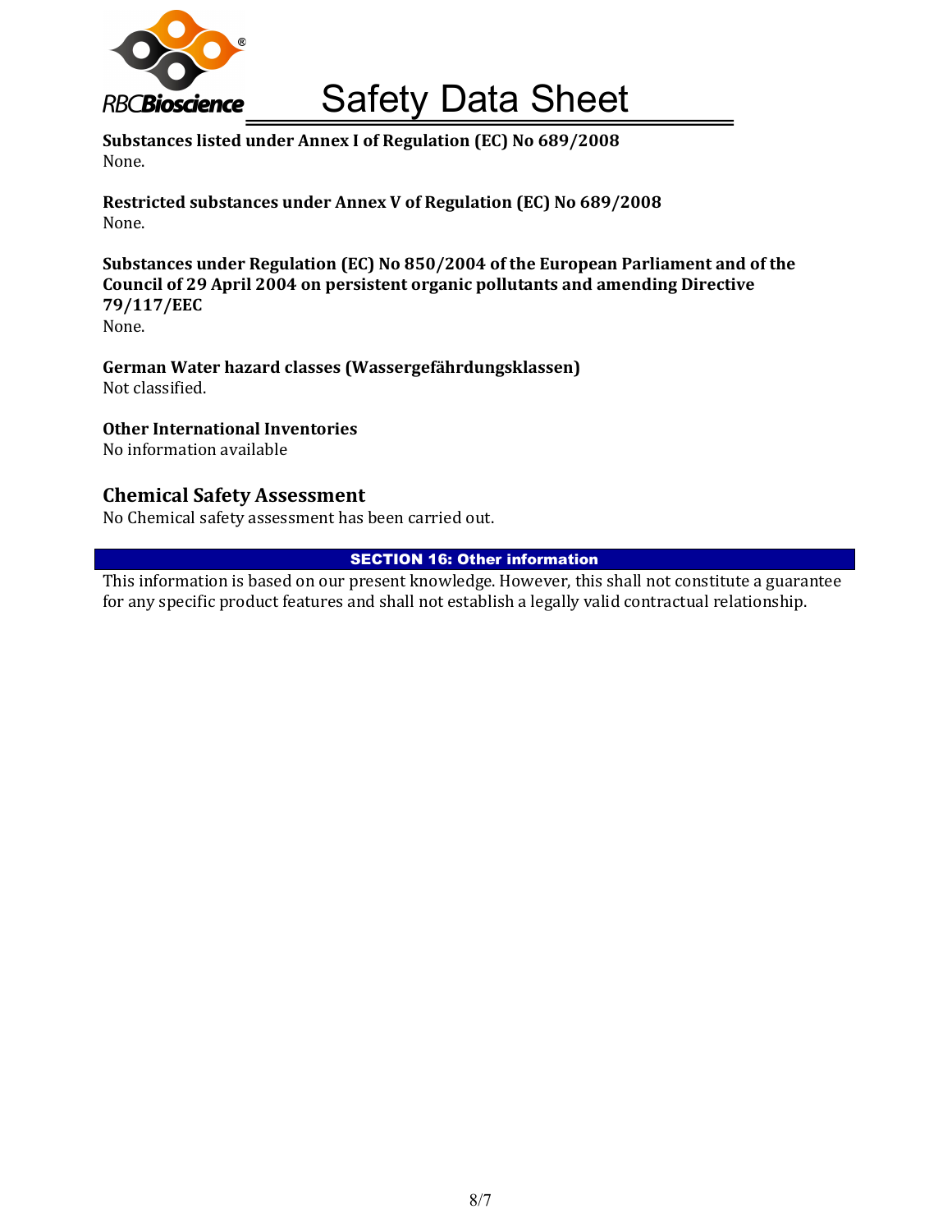**Substances listed under Annex I of Regulation (EC) No 689/2008**
None.

**Restricted substances under Annex V of Regulation (EC) No 689/2008**
None.

**Substances under Regulation (EC) No 850/2004 of the European Parliament and of the Council of 29 April 2004 on persistent organic pollutants and amending Directive 79/117/EEC**
None.

**German Water hazard classes (Wassergefährdungsklassen)**
Not classified.

**Other International Inventories**
No information available

## Chemical Safety Assessment

No Chemical safety assessment has been carried out.

## SECTION 16: Other information

This information is based on our present knowledge. However, this shall not constitute a guarantee for any specific product features and shall not establish a legally valid contractual relationship.